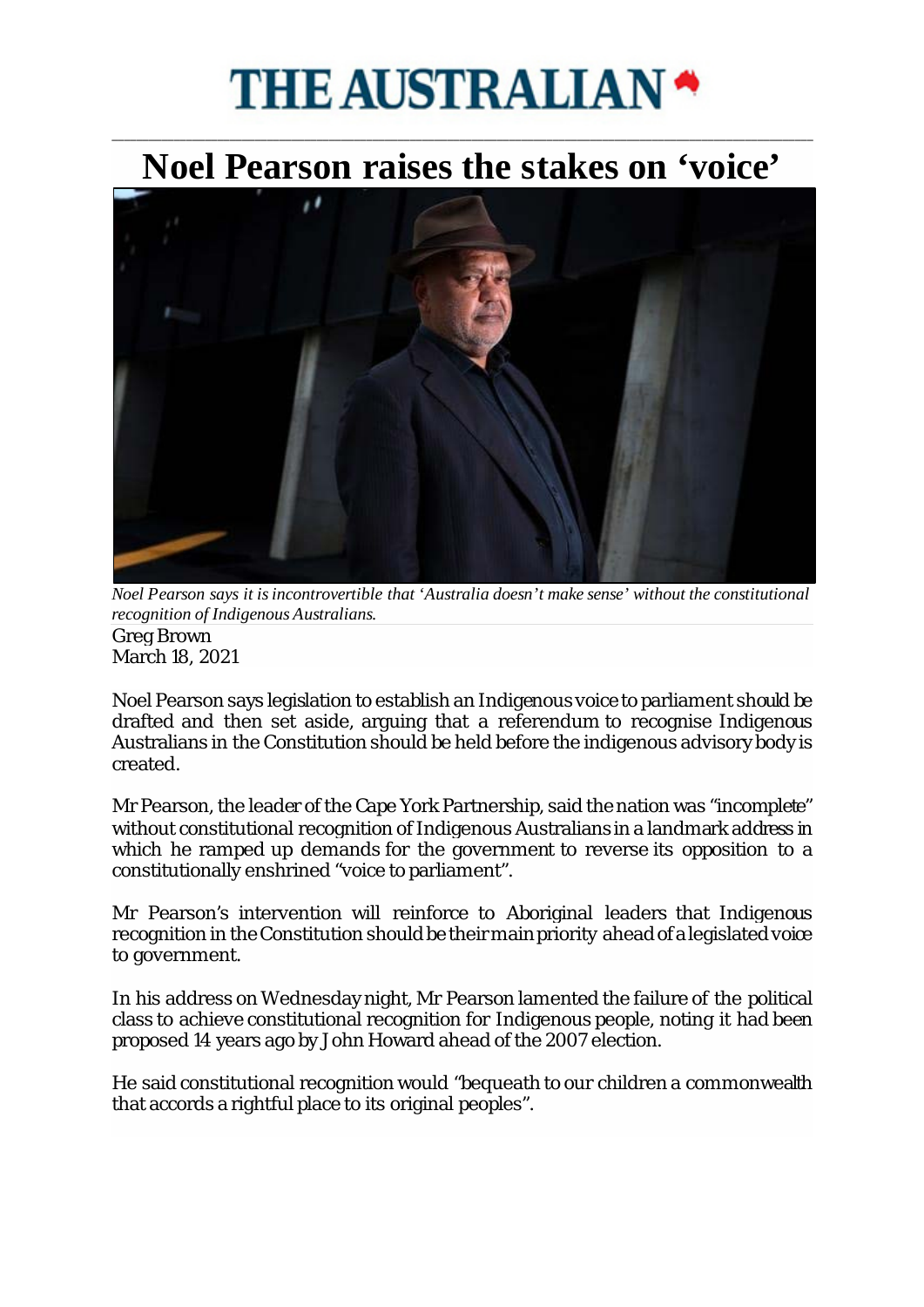# THE AUSTRALIAN

## Noel Pearson raises the stakes on 'voice'

*Noel Pearson says it is incontrovertible that 'Australia doesn't make sense' without the constitutional recognition of Indigenous Australians.*

Greg Brown
March 18, 2021

Noel Pearson says legislation to establish an Indigenous voice to parliament should be drafted and then set aside, arguing that a referendum to recognise Indigenous Australians in the Constitution should be held before the indigenous advisory body is created.

Mr Pearson, the leader of the Cape York Partnership, said the nation was "incomplete" without constitutional recognition of Indigenous Australians in a landmark address in which he ramped up demands for the government to reverse its opposition to a constitutionally enshrined "voice to parliament".

Mr Pearson's intervention will reinforce to Aboriginal leaders that Indigenous recognition in the Constitution should be their main priority ahead of a legislated voice to government.

In his address on Wednesday night, Mr Pearson lamented the failure of the political class to achieve constitutional recognition for Indigenous people, noting it had been proposed 14 years ago by John Howard ahead of the 2007 election.

He said constitutional recognition would "bequeath to our children a commonwealth that accords a rightful place to its original peoples".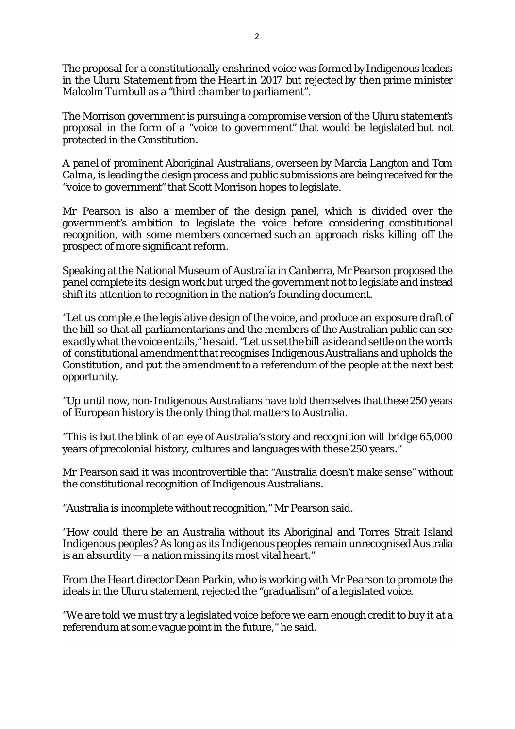The proposal for a constitutionally enshrined voice was formed by Indigenous leaders in the Uluru Statement from the Heart in 2017 but rejected by then prime minister Malcolm Turnbull as a "third chamber to parliament".

The Morrison government is pursuing a compromise version of the Uluru statement's proposal in the form of a "voice to government" that would be legislated but not protected in the Constitution.

A panel of prominent Aboriginal Australians, overseen by Marcia Langton and Tom Calma, is leading the design process and public submissions are being received for the "voice to government" that Scott Morrison hopes to legislate.

Mr Pearson is also a member of the design panel, which is divided over the government's ambition to legislate the voice before considering constitutional recognition, with some members concerned such an approach risks killing off the prospect of more significant reform.

Speaking at the National Museum of Australia in Canberra, Mr Pearson proposed the panel complete its design work but urged the government not to legislate and instead shift its attention to recognition in the nation's founding document.

"Let us complete the legislative design of the voice, and produce an exposure draft of the bill so that all parliamentarians and the members of the Australian public can see exactly what the voice entails," he said. "Let us set the bill aside and settle on the words of constitutional amendment that recognises Indigenous Australians and upholds the Constitution, and put the amendment to a referendum of the people at the next best opportunity.

"Up until now, non-Indigenous Australians have told themselves that these 250 years of European history is the only thing that matters to Australia.

"This is but the blink of an eye of Australia's story and recognition will bridge 65,000 years of precolonial history, cultures and languages with these 250 years."

Mr Pearson said it was incontrovertible that "Australia doesn't make sense" without the constitutional recognition of Indigenous Australians.

"Australia is incomplete without recognition," Mr Pearson said.

"How could there be an Australia without its Aboriginal and Torres Strait Island Indigenous peoples? As long as its Indigenous peoples remain unrecognised Australia is an absurdity — a nation missing its most vital heart."

From the Heart director Dean Parkin, who is working with Mr Pearson to promote the ideals in the Uluru statement, rejected the "gradualism" of a legislated voice.

"We are told we must try a legislated voice before we earn enough credit to buy it at a referendum at some vague point in the future," he said.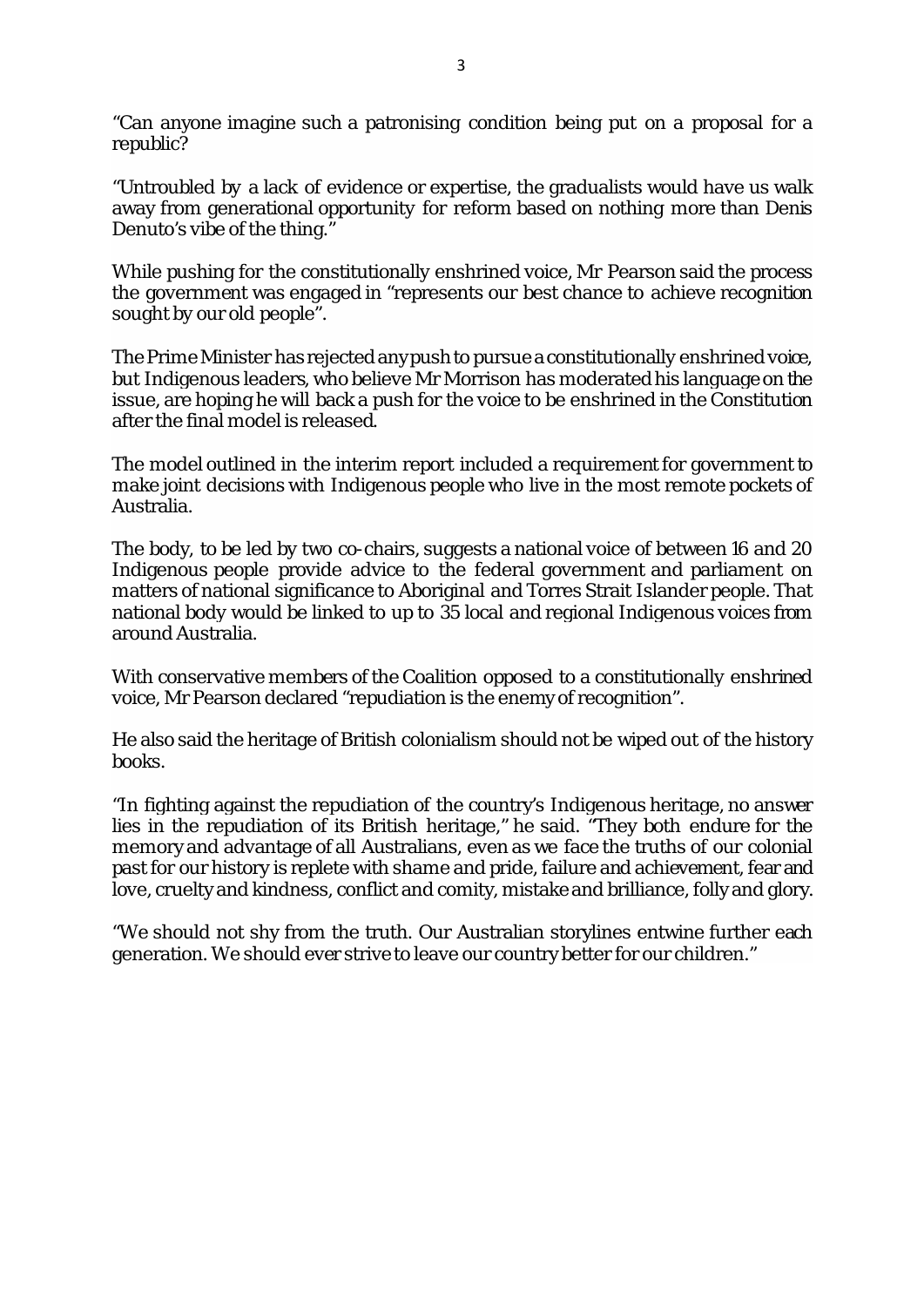"Can anyone imagine such a patronising condition being put on a proposal for a republic?

"Untroubled by a lack of evidence or expertise, the gradualists would have us walk away from generational opportunity for reform based on nothing more than Denis Denuto's vibe of the thing."

While pushing for the constitutionally enshrined voice, Mr Pearson said the process the government was engaged in "represents our best chance to achieve recognition sought by our old people".

The Prime Minister has rejected any push to pursue a constitutionally enshrined voice, but Indigenous leaders, who believe Mr Morrison has moderated his language on the issue, are hoping he will back a push for the voice to be enshrined in the Constitution after the final model is released.

The model outlined in the interim report included a requirement for government to make joint decisions with Indigenous people who live in the most remote pockets of Australia.

The body, to be led by two co-chairs, suggests a national voice of between 16 and 20 Indigenous people provide advice to the federal government and parliament on matters of national significance to Aboriginal and Torres Strait Islander people. That national body would be linked to up to 35 local and regional Indigenous voices from around Australia.

With conservative members of the Coalition opposed to a constitutionally enshrined voice, Mr Pearson declared "repudiation is the enemy of recognition".

He also said the heritage of British colonialism should not be wiped out of the history books.

"In fighting against the repudiation of the country's Indigenous heritage, no answer lies in the repudiation of its British heritage," he said. "They both endure for the memory and advantage of all Australians, even as we face the truths of our colonial past for our history is replete with shame and pride, failure and achievement, fear and love, cruelty and kindness, conflict and comity, mistake and brilliance, folly and glory.

"We should not shy from the truth. Our Australian storylines entwine further each generation. We should ever strive to leave our country better for our children."